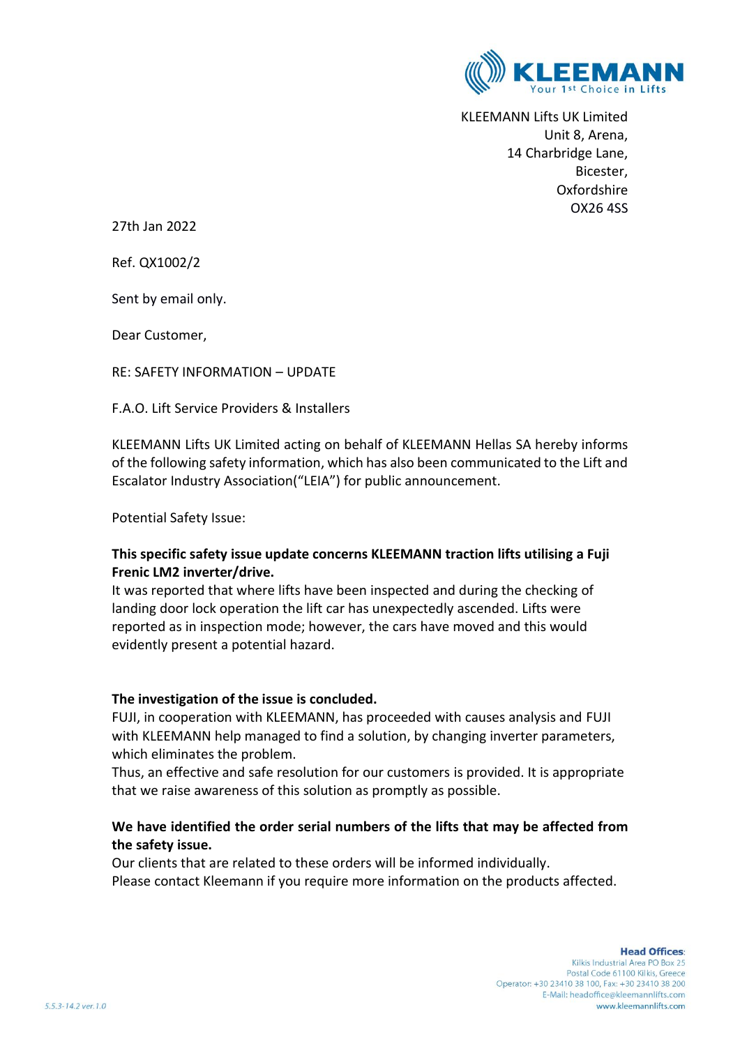KLEEMANN

Your 1st Choice in Lifts

KLEEMANN Lifts UK Limited
Unit 8, Arena,
14 Charbridge Lane,
Bicester,
Oxfordshire
OX26 4SS

27th Jan 2022

Ref. QX1002/2

Sent by email only.

Dear Customer,

RE: SAFETY INFORMATION – UPDATE

F.A.O. Lift Service Providers & Installers

KLEEMANN Lifts UK Limited acting on behalf of KLEEMANN Hellas SA hereby informs of the following safety information, which has also been communicated to the Lift and Escalator Industry Association("LEIA") for public announcement.

Potential Safety Issue:

**This specific safety issue update concerns KLEEMANN traction lifts utilising a Fuji Frenic LM2 inverter/drive.**

It was reported that where lifts have been inspected and during the checking of landing door lock operation the lift car has unexpectedly ascended. Lifts were reported as in inspection mode; however, the cars have moved and this would evidently present a potential hazard.

**The investigation of the issue is concluded.**

FUJI, in cooperation with KLEEMANN, has proceeded with causes analysis and FUJI with KLEEMANN help managed to find a solution, by changing inverter parameters, which eliminates the problem.

Thus, an effective and safe resolution for our customers is provided. It is appropriate that we raise awareness of this solution as promptly as possible.

**We have identified the order serial numbers of the lifts that may be affected from the safety issue.**

Our clients that are related to these orders will be informed individually.

Please contact Kleemann if you require more information on the products affected.

5.5.3-14.2 ver.1.0

**Head Offices:**
Kilkis Industrial Area PO Box 25
Postal Code 61100 Kilkis, Greece
Operator: +30 23410 38 100, Fax: +30 23410 38 200
E-Mail: headoffice@kleemannlifts.com
www.kleemannlifts.com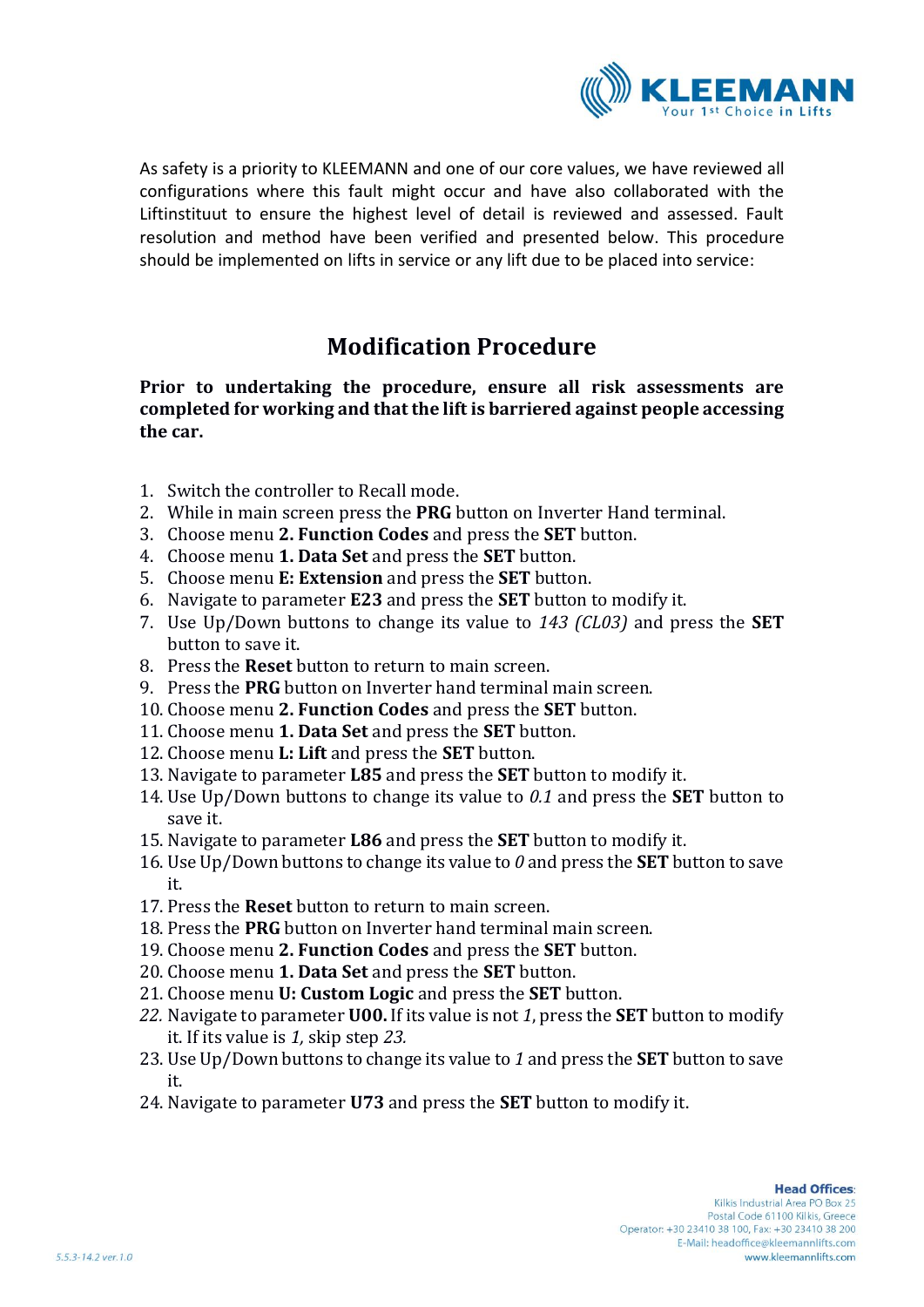As safety is a priority to KLEEMANN and one of our core values, we have reviewed all configurations where this fault might occur and have also collaborated with the Liftinstituut to ensure the highest level of detail is reviewed and assessed. Fault resolution and method have been verified and presented below. This procedure should be implemented on lifts in service or any lift due to be placed into service:

## Modification Procedure

**Prior to undertaking the procedure, ensure all risk assessments are completed for working and that the lift is barriered against people accessing the car.**

1. Switch the controller to Recall mode.
2. While in main screen press the **PRG** button on Inverter Hand terminal.
3. Choose menu **2. Function Codes** and press the **SET** button.
4. Choose menu **1. Data Set** and press the **SET** button.
5. Choose menu **E: Extension** and press the **SET** button.
6. Navigate to parameter **E23** and press the **SET** button to modify it.
7. Use Up/Down buttons to change its value to *143 (CL03)* and press the **SET** button to save it.
8. Press the **Reset** button to return to main screen.
9. Press the **PRG** button on Inverter hand terminal main screen.
10. Choose menu **2. Function Codes** and press the **SET** button.
11. Choose menu **1. Data Set** and press the **SET** button.
12. Choose menu **L: Lift** and press the **SET** button.
13. Navigate to parameter **L85** and press the **SET** button to modify it.
14. Use Up/Down buttons to change its value to *0.1* and press the **SET** button to save it.
15. Navigate to parameter **L86** and press the **SET** button to modify it.
16. Use Up/Down buttons to change its value to *0* and press the **SET** button to save it.
17. Press the **Reset** button to return to main screen.
18. Press the **PRG** button on Inverter hand terminal main screen.
19. Choose menu **2. Function Codes** and press the **SET** button.
20. Choose menu **1. Data Set** and press the **SET** button.
21. Choose menu **U: Custom Logic** and press the **SET** button.
22. Navigate to parameter **U00.** If its value is not *1*, press the **SET** button to modify it. If its value is *1,* skip step *23.*
23. Use Up/Down buttons to change its value to *1* and press the **SET** button to save it.
24. Navigate to parameter **U73** and press the **SET** button to modify it.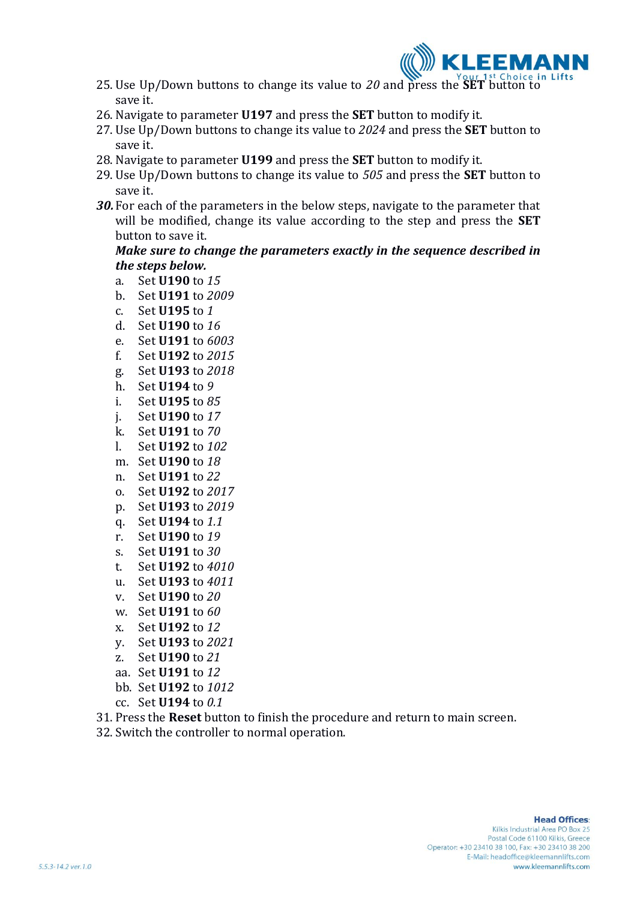25. Use Up/Down buttons to change its value to *20* and press the **SET** button to save it.
26. Navigate to parameter **U197** and press the **SET** button to modify it.
27. Use Up/Down buttons to change its value to *2024* and press the **SET** button to save it.
28. Navigate to parameter **U199** and press the **SET** button to modify it.
29. Use Up/Down buttons to change its value to *505* and press the **SET** button to save it.
30. For each of the parameters in the below steps, navigate to the parameter that will be modified, change its value according to the step and press the **SET** button to save it.

    ***Make sure to change the parameters exactly in the sequence described in the steps below.***

    a. Set **U190** to *15*
    b. Set **U191** to *2009*
    c. Set **U195** to *1*
    d. Set **U190** to *16*
    e. Set **U191** to *6003*
    f. Set **U192** to *2015*
    g. Set **U193** to *2018*
    h. Set **U194** to *9*
    i. Set **U195** to *85*
    j. Set **U190** to *17*
    k. Set **U191** to *70*
    l. Set **U192** to *102*
    m. Set **U190** to *18*
    n. Set **U191** to *22*
    o. Set **U192** to *2017*
    p. Set **U193** to *2019*
    q. Set **U194** to *1.1*
    r. Set **U190** to *19*
    s. Set **U191** to *30*
    t. Set **U192** to *4010*
    u. Set **U193** to *4011*
    v. Set **U190** to *20*
    w. Set **U191** to *60*
    x. Set **U192** to *12*
    y. Set **U193** to *2021*
    z. Set **U190** to *21*
    aa. Set **U191** to *12*
    bb. Set **U192** to *1012*
    cc. Set **U194** to *0.1*
31. Press the **Reset** button to finish the procedure and return to main screen.
32. Switch the controller to normal operation.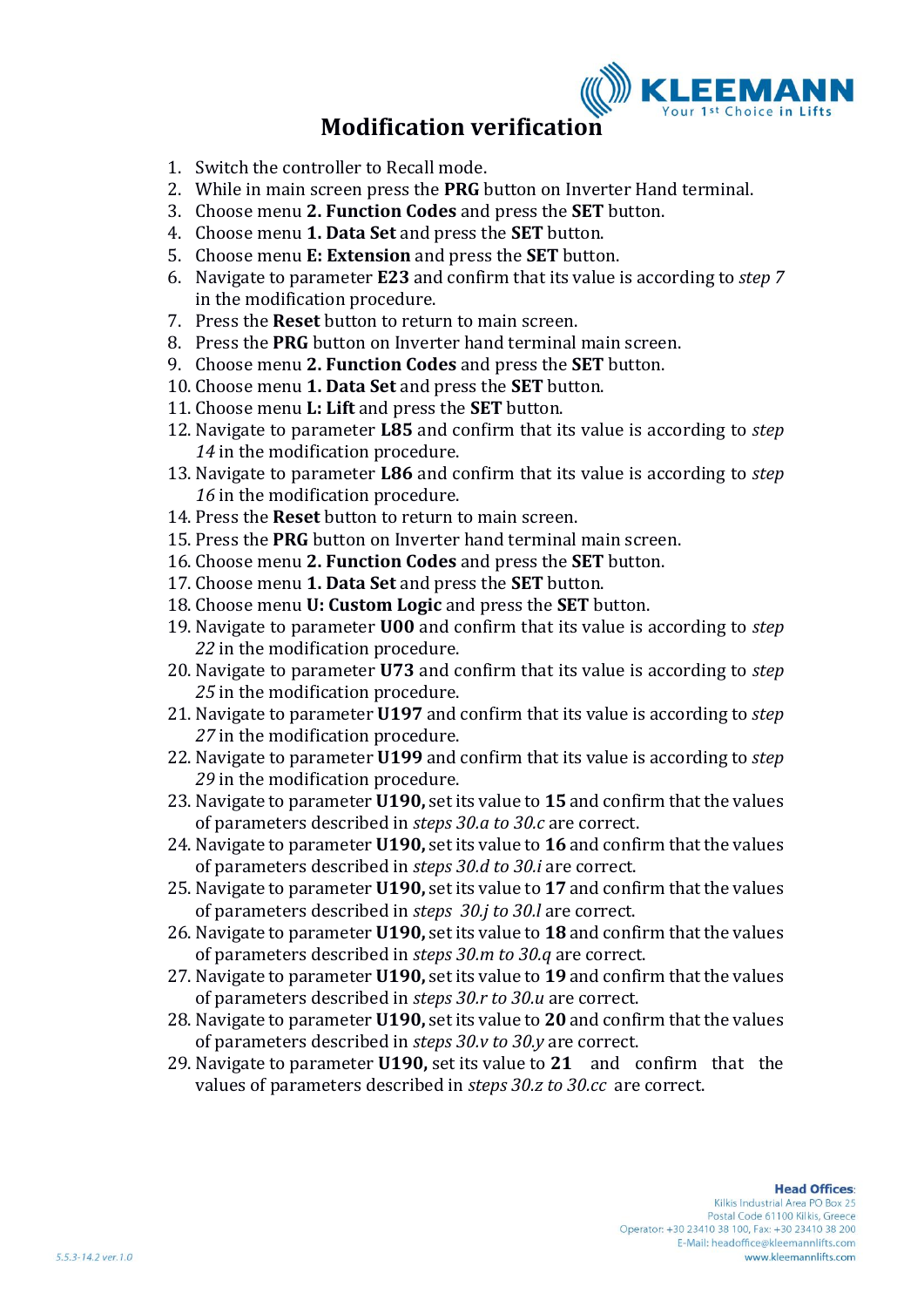# Modification verification

1. Switch the controller to Recall mode.
2. While in main screen press the **PRG** button on Inverter Hand terminal.
3. Choose menu **2. Function Codes** and press the **SET** button.
4. Choose menu **1. Data Set** and press the **SET** button.
5. Choose menu **E: Extension** and press the **SET** button.
6. Navigate to parameter **E23** and confirm that its value is according to *step 7* in the modification procedure.
7. Press the **Reset** button to return to main screen.
8. Press the **PRG** button on Inverter hand terminal main screen.
9. Choose menu **2. Function Codes** and press the **SET** button.
10. Choose menu **1. Data Set** and press the **SET** button.
11. Choose menu **L: Lift** and press the **SET** button.
12. Navigate to parameter **L85** and confirm that its value is according to *step 14* in the modification procedure.
13. Navigate to parameter **L86** and confirm that its value is according to *step 16* in the modification procedure.
14. Press the **Reset** button to return to main screen.
15. Press the **PRG** button on Inverter hand terminal main screen.
16. Choose menu **2. Function Codes** and press the **SET** button.
17. Choose menu **1. Data Set** and press the **SET** button.
18. Choose menu **U: Custom Logic** and press the **SET** button.
19. Navigate to parameter **U00** and confirm that its value is according to *step 22* in the modification procedure.
20. Navigate to parameter **U73** and confirm that its value is according to *step 25* in the modification procedure.
21. Navigate to parameter **U197** and confirm that its value is according to *step 27* in the modification procedure.
22. Navigate to parameter **U199** and confirm that its value is according to *step 29* in the modification procedure.
23. Navigate to parameter **U190,** set its value to **15** and confirm that the values of parameters described in *steps 30.a to 30.c* are correct.
24. Navigate to parameter **U190,** set its value to **16** and confirm that the values of parameters described in *steps 30.d to 30.i* are correct.
25. Navigate to parameter **U190,** set its value to **17** and confirm that the values of parameters described in *steps 30.j to 30.l* are correct.
26. Navigate to parameter **U190,** set its value to **18** and confirm that the values of parameters described in *steps 30.m to 30.q* are correct.
27. Navigate to parameter **U190,** set its value to **19** and confirm that the values of parameters described in *steps 30.r to 30.u* are correct.
28. Navigate to parameter **U190,** set its value to **20** and confirm that the values of parameters described in *steps 30.v to 30.y* are correct.
29. Navigate to parameter **U190,** set its value to **21** and confirm that the values of parameters described in *steps 30.z to 30.cc* are correct.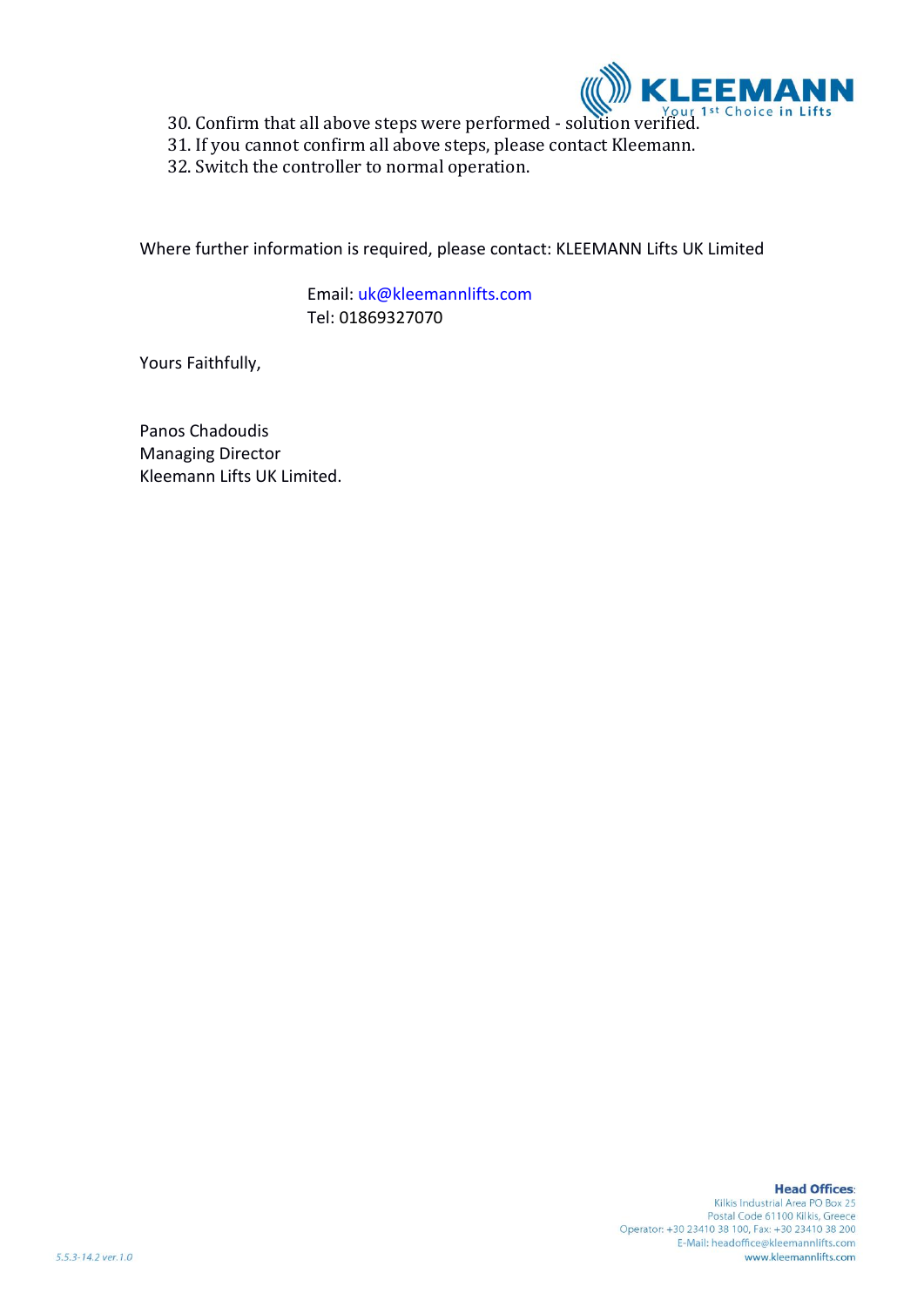30. Confirm that all above steps were performed - solution verified.
31. If you cannot confirm all above steps, please contact Kleemann.
32. Switch the controller to normal operation.

Where further information is required, please contact: KLEEMANN Lifts UK Limited

Email: uk@kleemannlifts.com
Tel: 01869327070

Yours Faithfully,

Panos Chadoudis
Managing Director
Kleemann Lifts UK Limited.